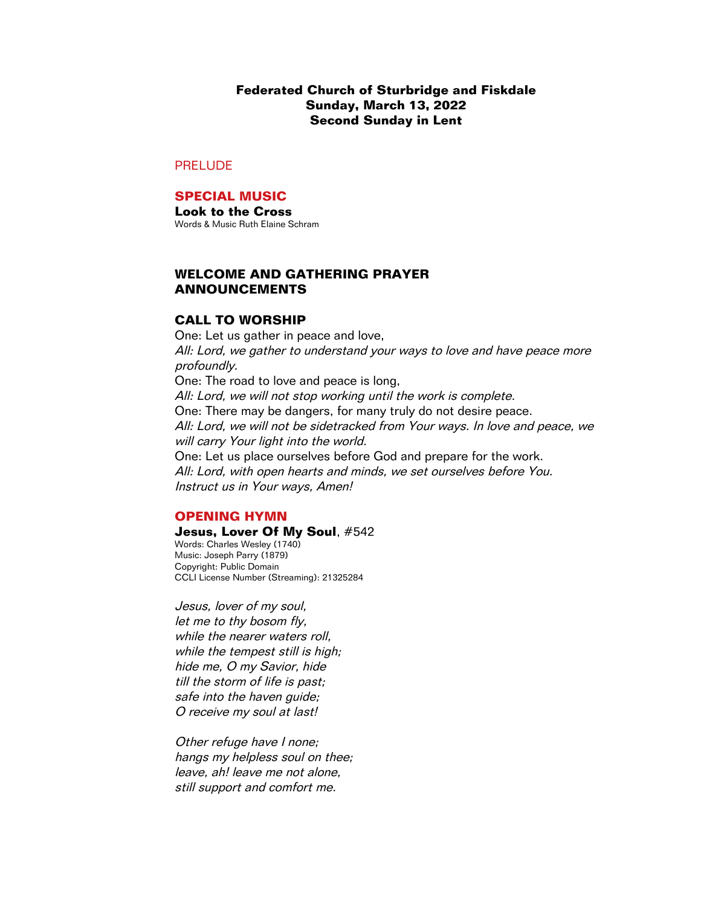**Federated Church of Sturbridge and Fiskdale**
**Sunday, March 13, 2022**
**Second Sunday in Lent**

PRELUDE

## SPECIAL MUSIC

**Look to the Cross**
Words & Music Ruth Elaine Schram

## WELCOME AND GATHERING PRAYER
## ANNOUNCEMENTS

## CALL TO WORSHIP

One: Let us gather in peace and love,
*All: Lord, we gather to understand your ways to love and have peace more profoundly.*
One: The road to love and peace is long,
*All: Lord, we will not stop working until the work is complete.*
One: There may be dangers, for many truly do not desire peace.
*All: Lord, we will not be sidetracked from Your ways. In love and peace, we will carry Your light into the world.*
One: Let us place ourselves before God and prepare for the work.
*All: Lord, with open hearts and minds, we set ourselves before You. Instruct us in Your ways, Amen!*

## OPENING HYMN

**Jesus, Lover Of My Soul**, #542
Words: Charles Wesley (1740)
Music: Joseph Parry (1879)
Copyright: Public Domain
CCLI License Number (Streaming): 21325284

*Jesus, lover of my soul,*
*let me to thy bosom fly,*
*while the nearer waters roll,*
*while the tempest still is high;*
*hide me, O my Savior, hide*
*till the storm of life is past;*
*safe into the haven guide;*
*O receive my soul at last!*

*Other refuge have I none;*
*hangs my helpless soul on thee;*
*leave, ah! leave me not alone,*
*still support and comfort me.*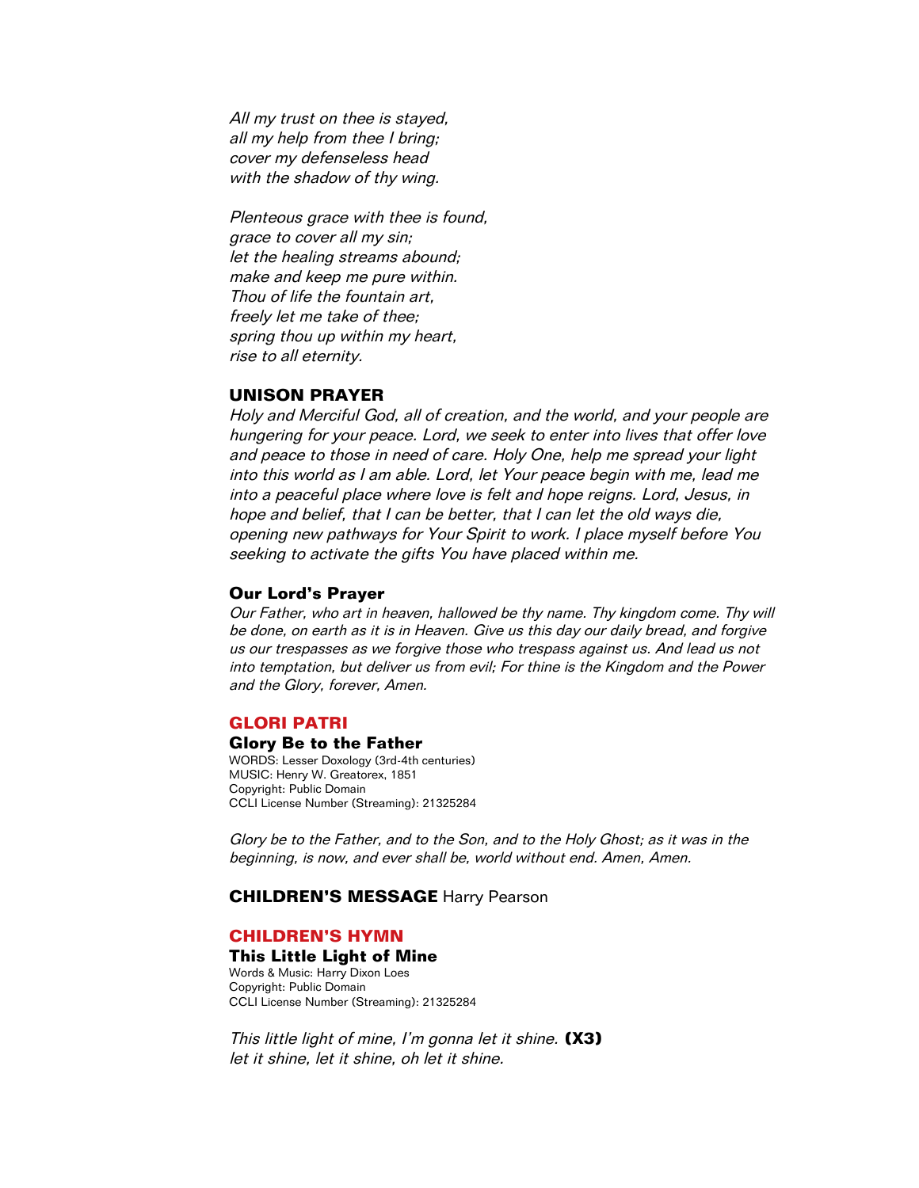*All my trust on thee is stayed,*
*all my help from thee I bring;*
*cover my defenseless head*
*with the shadow of thy wing.*

*Plenteous grace with thee is found,*
*grace to cover all my sin;*
*let the healing streams abound;*
*make and keep me pure within.*
*Thou of life the fountain art,*
*freely let me take of thee;*
*spring thou up within my heart,*
*rise to all eternity.*

## UNISON PRAYER

*Holy and Merciful God, all of creation, and the world, and your people are hungering for your peace. Lord, we seek to enter into lives that offer love and peace to those in need of care. Holy One, help me spread your light into this world as I am able. Lord, let Your peace begin with me, lead me into a peaceful place where love is felt and hope reigns. Lord, Jesus, in hope and belief, that I can be better, that I can let the old ways die, opening new pathways for Your Spirit to work. I place myself before You seeking to activate the gifts You have placed within me.*

### Our Lord's Prayer

*Our Father, who art in heaven, hallowed be thy name. Thy kingdom come. Thy will be done, on earth as it is in Heaven. Give us this day our daily bread, and forgive us our trespasses as we forgive those who trespass against us. And lead us not into temptation, but deliver us from evil; For thine is the Kingdom and the Power and the Glory, forever, Amen.*

## GLORI PATRI

### Glory Be to the Father

WORDS: Lesser Doxology (3rd-4th centuries)
MUSIC: Henry W. Greatorex, 1851
Copyright: Public Domain
CCLI License Number (Streaming): 21325284

*Glory be to the Father, and to the Son, and to the Holy Ghost; as it was in the beginning, is now, and ever shall be, world without end. Amen, Amen.*

## CHILDREN'S MESSAGE Harry Pearson

## CHILDREN'S HYMN

### This Little Light of Mine

Words & Music: Harry Dixon Loes
Copyright: Public Domain
CCLI License Number (Streaming): 21325284

*This little light of mine, I'm gonna let it shine.* **(X3)**
*let it shine, let it shine, oh let it shine.*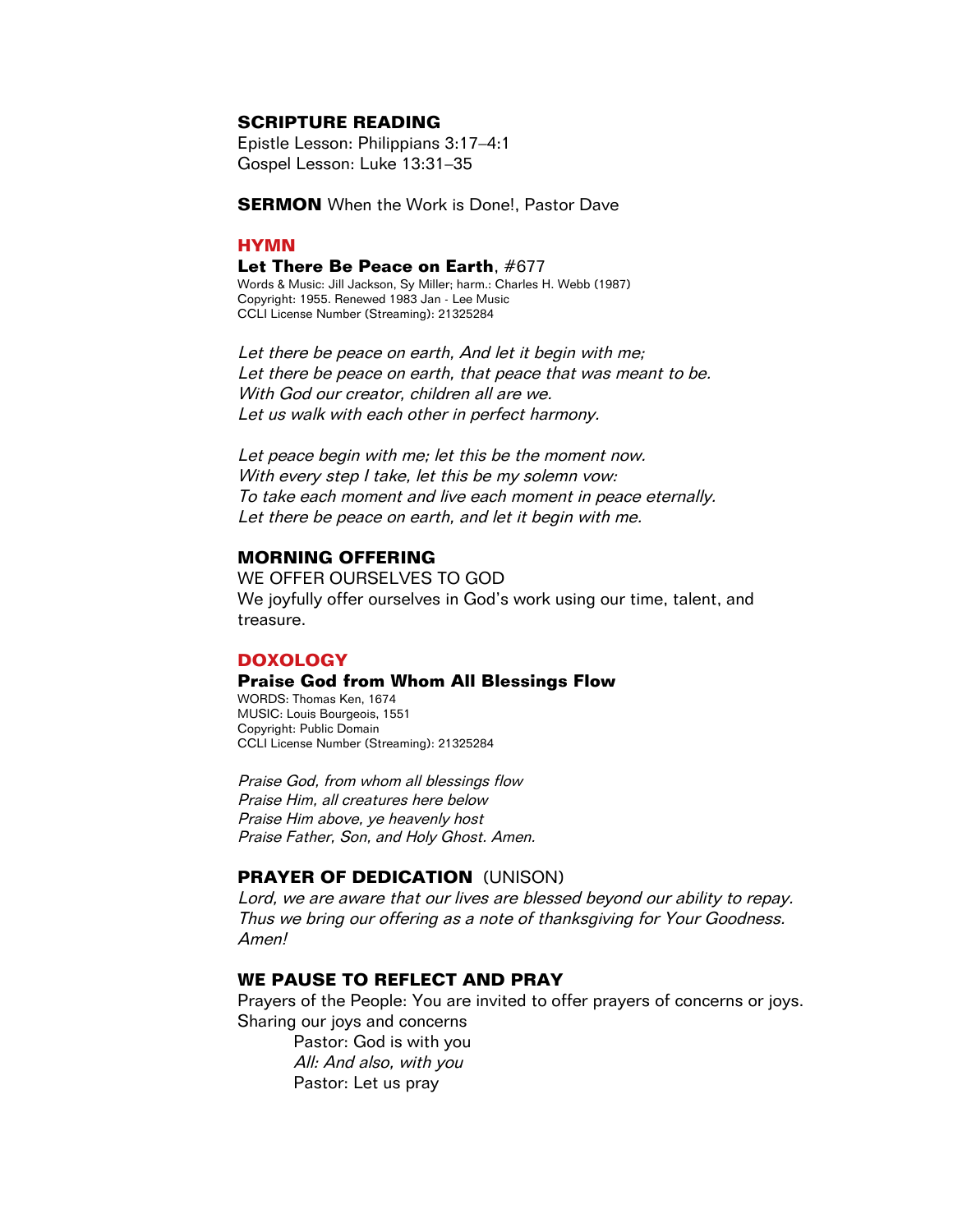## SCRIPTURE READING

Epistle Lesson: Philippians 3:17–4:1
Gospel Lesson: Luke 13:31–35

**SERMON** When the Work is Done!, Pastor Dave

## HYMN

**Let There Be Peace on Earth**, #677
Words & Music: Jill Jackson, Sy Miller; harm.: Charles H. Webb (1987)
Copyright: 1955. Renewed 1983 Jan - Lee Music
CCLI License Number (Streaming): 21325284

*Let there be peace on earth, And let it begin with me;*
*Let there be peace on earth, that peace that was meant to be.*
*With God our creator, children all are we.*
*Let us walk with each other in perfect harmony.*

*Let peace begin with me; let this be the moment now.*
*With every step I take, let this be my solemn vow:*
*To take each moment and live each moment in peace eternally.*
*Let there be peace on earth, and let it begin with me.*

## MORNING OFFERING

WE OFFER OURSELVES TO GOD
We joyfully offer ourselves in God's work using our time, talent, and treasure.

## DOXOLOGY

**Praise God from Whom All Blessings Flow**
WORDS: Thomas Ken, 1674
MUSIC: Louis Bourgeois, 1551
Copyright: Public Domain
CCLI License Number (Streaming): 21325284

*Praise God, from whom all blessings flow*
*Praise Him, all creatures here below*
*Praise Him above, ye heavenly host*
*Praise Father, Son, and Holy Ghost. Amen.*

## PRAYER OF DEDICATION (UNISON)

*Lord, we are aware that our lives are blessed beyond our ability to repay. Thus we bring our offering as a note of thanksgiving for Your Goodness. Amen!*

## WE PAUSE TO REFLECT AND PRAY

Prayers of the People: You are invited to offer prayers of concerns or joys.
Sharing our joys and concerns

> Pastor: God is with you
> *All: And also, with you*
> Pastor: Let us pray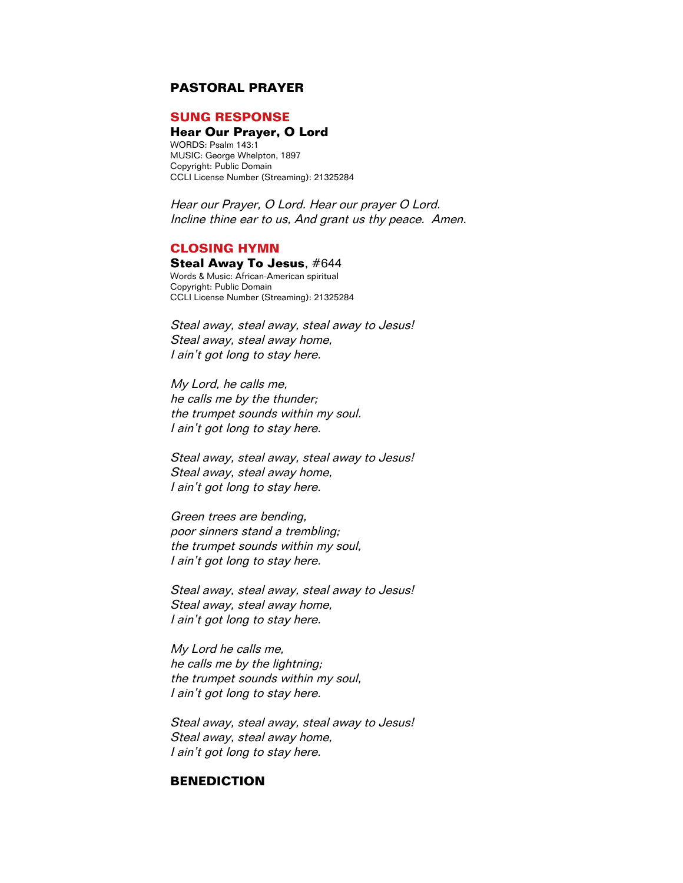## PASTORAL PRAYER

## SUNG RESPONSE

### Hear Our Prayer, O Lord

WORDS: Psalm 143:1
MUSIC: George Whelpton, 1897
Copyright: Public Domain
CCLI License Number (Streaming): 21325284

*Hear our Prayer, O Lord. Hear our prayer O Lord.*
*Incline thine ear to us, And grant us thy peace. Amen.*

## CLOSING HYMN

### **Steal Away To Jesus**, #644

Words & Music: African-American spiritual
Copyright: Public Domain
CCLI License Number (Streaming): 21325284

*Steal away, steal away, steal away to Jesus!*
*Steal away, steal away home,*
*I ain't got long to stay here.*

*My Lord, he calls me,*
*he calls me by the thunder;*
*the trumpet sounds within my soul.*
*I ain't got long to stay here.*

*Steal away, steal away, steal away to Jesus!*
*Steal away, steal away home,*
*I ain't got long to stay here.*

*Green trees are bending,*
*poor sinners stand a trembling;*
*the trumpet sounds within my soul,*
*I ain't got long to stay here.*

*Steal away, steal away, steal away to Jesus!*
*Steal away, steal away home,*
*I ain't got long to stay here.*

*My Lord he calls me,*
*he calls me by the lightning;*
*the trumpet sounds within my soul,*
*I ain't got long to stay here.*

*Steal away, steal away, steal away to Jesus!*
*Steal away, steal away home,*
*I ain't got long to stay here.*

## BENEDICTION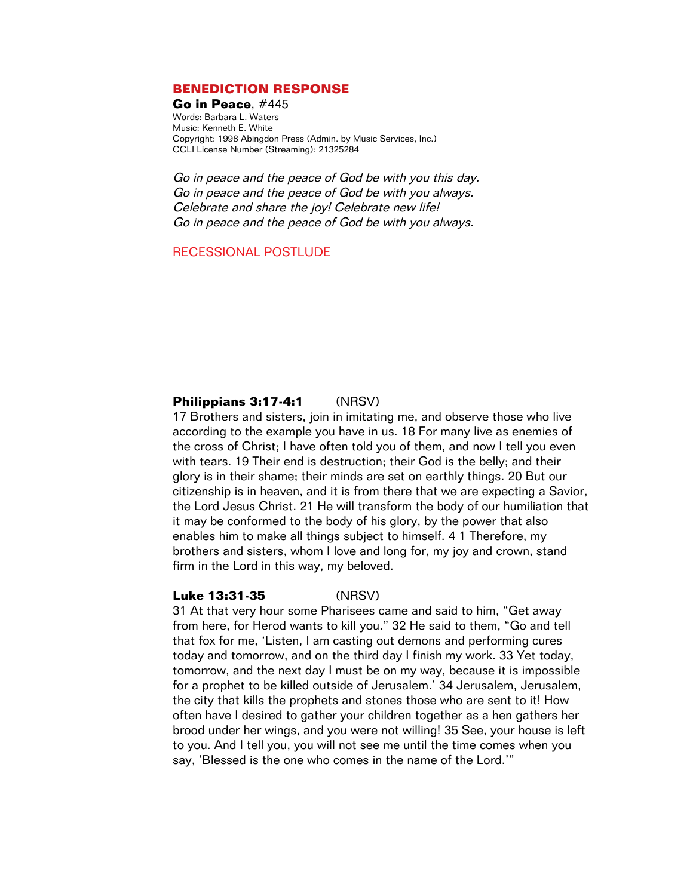## BENEDICTION RESPONSE

**Go in Peace**, #445
Words: Barbara L. Waters
Music: Kenneth E. White
Copyright: 1998 Abingdon Press (Admin. by Music Services, Inc.)
CCLI License Number (Streaming): 21325284

*Go in peace and the peace of God be with you this day.*
*Go in peace and the peace of God be with you always.*
*Celebrate and share the joy! Celebrate new life!*
*Go in peace and the peace of God be with you always.*

RECESSIONAL POSTLUDE

**Philippians 3:17-4:1** (NRSV)
17 Brothers and sisters, join in imitating me, and observe those who live according to the example you have in us. 18 For many live as enemies of the cross of Christ; I have often told you of them, and now I tell you even with tears. 19 Their end is destruction; their God is the belly; and their glory is in their shame; their minds are set on earthly things. 20 But our citizenship is in heaven, and it is from there that we are expecting a Savior, the Lord Jesus Christ. 21 He will transform the body of our humiliation that it may be conformed to the body of his glory, by the power that also enables him to make all things subject to himself. 4 1 Therefore, my brothers and sisters, whom I love and long for, my joy and crown, stand firm in the Lord in this way, my beloved.

**Luke 13:31-35** (NRSV)
31 At that very hour some Pharisees came and said to him, "Get away from here, for Herod wants to kill you." 32 He said to them, "Go and tell that fox for me, 'Listen, I am casting out demons and performing cures today and tomorrow, and on the third day I finish my work. 33 Yet today, tomorrow, and the next day I must be on my way, because it is impossible for a prophet to be killed outside of Jerusalem.' 34 Jerusalem, Jerusalem, the city that kills the prophets and stones those who are sent to it! How often have I desired to gather your children together as a hen gathers her brood under her wings, and you were not willing! 35 See, your house is left to you. And I tell you, you will not see me until the time comes when you say, 'Blessed is the one who comes in the name of the Lord.'"